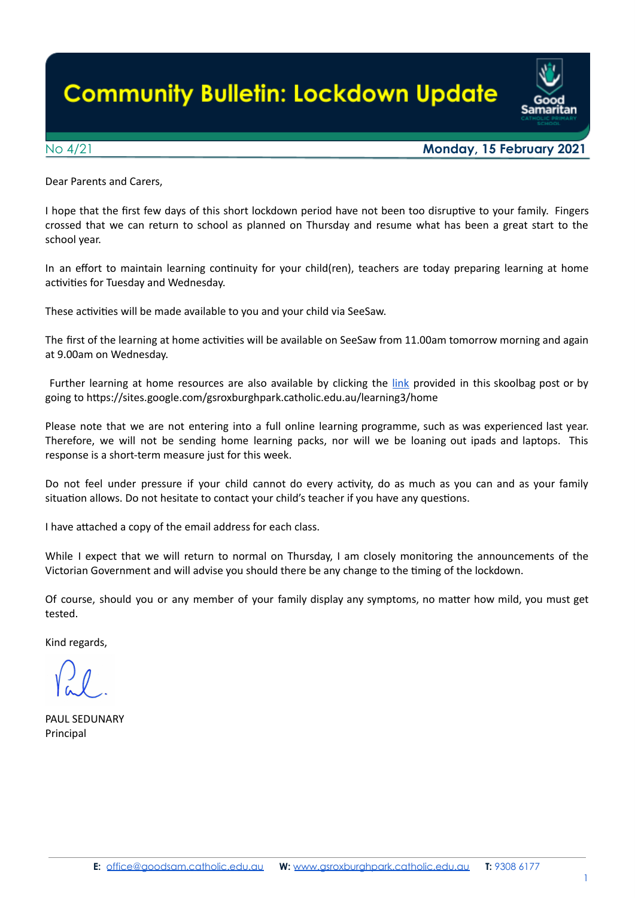# Community Bulletin: Lockdown Update

No 4/21 **Monday, 15 February 2021**

Dear Parents and Carers,

I hope that the first few days of this short lockdown period have not been too disruptive to your family. Fingers crossed that we can return to school as planned on Thursday and resume what has been a great start to the school year.

In an effort to maintain learning continuity for your child(ren), teachers are today preparing learning at home activities for Tuesday and Wednesday.

These activities will be made available to you and your child via SeeSaw.

The first of the learning at home activities will be available on SeeSaw from 11.00am tomorrow morning and again at 9.00am on Wednesday.

Further learning at home resources are also available by clicking the link provided in this skoolbag post or by going to https://sites.google.com/gsroxburghpark.catholic.edu.au/learning3/home

Please note that we are not entering into a full online learning programme, such as was experienced last year. Therefore, we will not be sending home learning packs, nor will we be loaning out ipads and laptops. This response is a short-term measure just for this week.

Do not feel under pressure if your child cannot do every activity, do as much as you can and as your family situation allows. Do not hesitate to contact your child's teacher if you have any questions.

I have attached a copy of the email address for each class.

While I expect that we will return to normal on Thursday, I am closely monitoring the announcements of the Victorian Government and will advise you should there be any change to the timing of the lockdown.

Of course, should you or any member of your family display any symptoms, no matter how mild, you must get tested.

Kind regards,

PAUL SEDUNARY
Principal

**E:** office@goodsam.catholic.edu.au **W:** www.gsroxburghpark.catholic.edu.au **T:** 9308 6177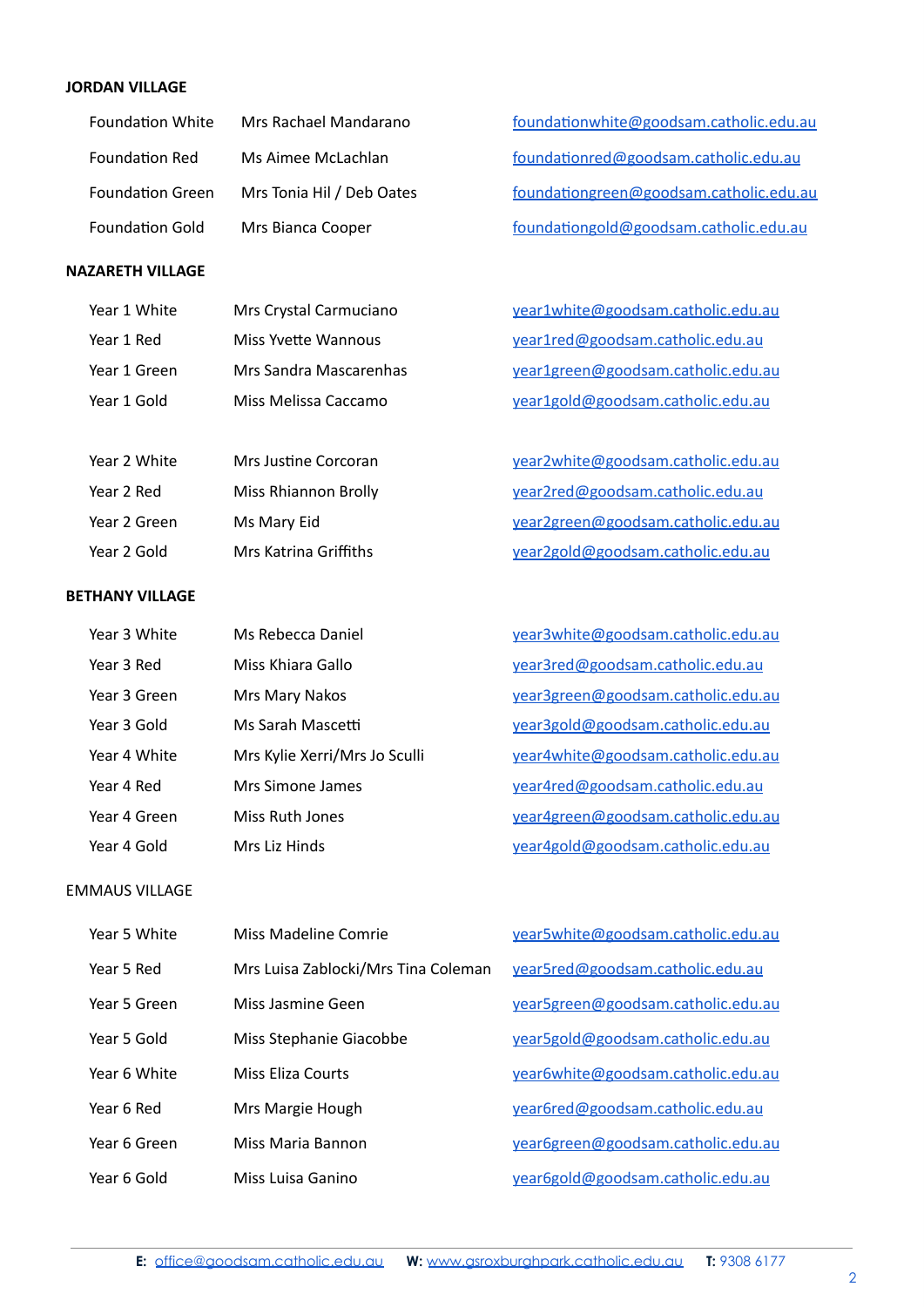**JORDAN VILLAGE**

| | | |
|---|---|---|
| Foundation White | Mrs Rachael Mandarano | foundationwhite@goodsam.catholic.edu.au |
| Foundation Red | Ms Aimee McLachlan | foundationred@goodsam.catholic.edu.au |
| Foundation Green | Mrs Tonia Hil / Deb Oates | foundationgreen@goodsam.catholic.edu.au |
| Foundation Gold | Mrs Bianca Cooper | foundationgold@goodsam.catholic.edu.au |

**NAZARETH VILLAGE**

| | | |
|---|---|---|
| Year 1 White | Mrs Crystal Carmuciano | year1white@goodsam.catholic.edu.au |
| Year 1 Red | Miss Yvette Wannous | year1red@goodsam.catholic.edu.au |
| Year 1 Green | Mrs Sandra Mascarenhas | year1green@goodsam.catholic.edu.au |
| Year 1 Gold | Miss Melissa Caccamo | year1gold@goodsam.catholic.edu.au |
| Year 2 White | Mrs Justine Corcoran | year2white@goodsam.catholic.edu.au |
| Year 2 Red | Miss Rhiannon Brolly | year2red@goodsam.catholic.edu.au |
| Year 2 Green | Ms Mary Eid | year2green@goodsam.catholic.edu.au |
| Year 2 Gold | Mrs Katrina Griffiths | year2gold@goodsam.catholic.edu.au |

**BETHANY VILLAGE**

| | | |
|---|---|---|
| Year 3 White | Ms Rebecca Daniel | year3white@goodsam.catholic.edu.au |
| Year 3 Red | Miss Khiara Gallo | year3red@goodsam.catholic.edu.au |
| Year 3 Green | Mrs Mary Nakos | year3green@goodsam.catholic.edu.au |
| Year 3 Gold | Ms Sarah Mascetti | year3gold@goodsam.catholic.edu.au |
| Year 4 White | Mrs Kylie Xerri/Mrs Jo Sculli | year4white@goodsam.catholic.edu.au |
| Year 4 Red | Mrs Simone James | year4red@goodsam.catholic.edu.au |
| Year 4 Green | Miss Ruth Jones | year4green@goodsam.catholic.edu.au |
| Year 4 Gold | Mrs Liz Hinds | year4gold@goodsam.catholic.edu.au |

EMMAUS VILLAGE

| | | |
|---|---|---|
| Year 5 White | Miss Madeline Comrie | year5white@goodsam.catholic.edu.au |
| Year 5 Red | Mrs Luisa Zablocki/Mrs Tina Coleman | year5red@goodsam.catholic.edu.au |
| Year 5 Green | Miss Jasmine Geen | year5green@goodsam.catholic.edu.au |
| Year 5 Gold | Miss Stephanie Giacobbe | year5gold@goodsam.catholic.edu.au |
| Year 6 White | Miss Eliza Courts | year6white@goodsam.catholic.edu.au |
| Year 6 Red | Mrs Margie Hough | year6red@goodsam.catholic.edu.au |
| Year 6 Green | Miss Maria Bannon | year6green@goodsam.catholic.edu.au |
| Year 6 Gold | Miss Luisa Ganino | year6gold@goodsam.catholic.edu.au |

**E:** office@goodsam.catholic.edu.au **W:** www.gsroxburghpark.catholic.edu.au **T:** 9308 6177